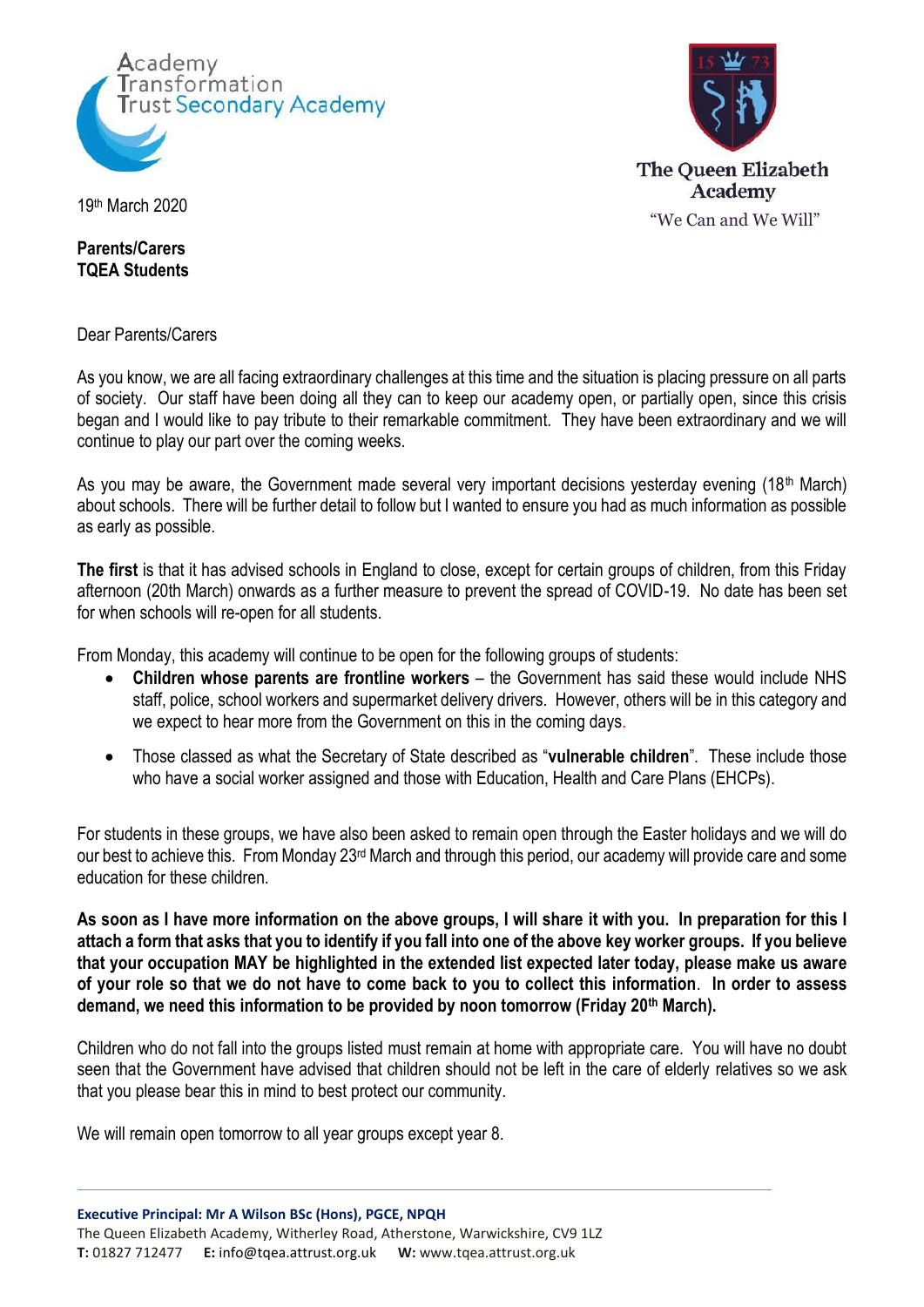Academy Transformation Trust Secondary Academy

The Queen Elizabeth Academy
"We Can and We Will"

19th March 2020

**Parents/Carers**
**TQEA Students**

Dear Parents/Carers

As you know, we are all facing extraordinary challenges at this time and the situation is placing pressure on all parts of society. Our staff have been doing all they can to keep our academy open, or partially open, since this crisis began and I would like to pay tribute to their remarkable commitment. They have been extraordinary and we will continue to play our part over the coming weeks.

As you may be aware, the Government made several very important decisions yesterday evening (18th March) about schools. There will be further detail to follow but I wanted to ensure you had as much information as possible as early as possible.

**The first** is that it has advised schools in England to close, except for certain groups of children, from this Friday afternoon (20th March) onwards as a further measure to prevent the spread of COVID-19. No date has been set for when schools will re-open for all students.

From Monday, this academy will continue to be open for the following groups of students:

- **Children whose parents are frontline workers** – the Government has said these would include NHS staff, police, school workers and supermarket delivery drivers. However, others will be in this category and we expect to hear more from the Government on this in the coming days.
- Those classed as what the Secretary of State described as "**vulnerable children**". These include those who have a social worker assigned and those with Education, Health and Care Plans (EHCPs).

For students in these groups, we have also been asked to remain open through the Easter holidays and we will do our best to achieve this. From Monday 23rd March and through this period, our academy will provide care and some education for these children.

**As soon as I have more information on the above groups, I will share it with you. In preparation for this I attach a form that asks that you to identify if you fall into one of the above key worker groups. If you believe that your occupation MAY be highlighted in the extended list expected later today, please make us aware of your role so that we do not have to come back to you to collect this information. In order to assess demand, we need this information to be provided by noon tomorrow (Friday 20th March).**

Children who do not fall into the groups listed must remain at home with appropriate care. You will have no doubt seen that the Government have advised that children should not be left in the care of elderly relatives so we ask that you please bear this in mind to best protect our community.

We will remain open tomorrow to all year groups except year 8.

**Executive Principal: Mr A Wilson BSc (Hons), PGCE, NPQH**
The Queen Elizabeth Academy, Witherley Road, Atherstone, Warwickshire, CV9 1LZ
**T:** 01827 712477 **E:** info@tqea.attrust.org.uk **W:** www.tqea.attrust.org.uk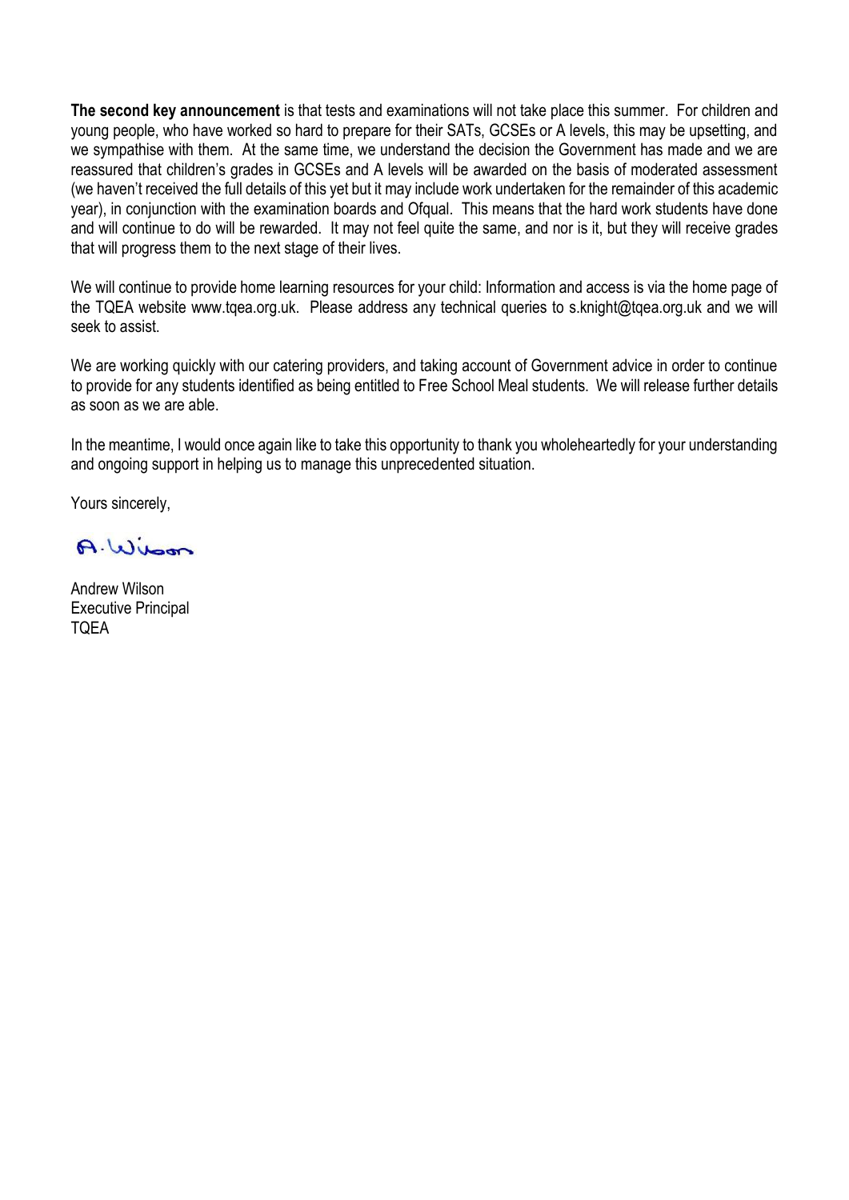**The second key announcement** is that tests and examinations will not take place this summer. For children and young people, who have worked so hard to prepare for their SATs, GCSEs or A levels, this may be upsetting, and we sympathise with them. At the same time, we understand the decision the Government has made and we are reassured that children's grades in GCSEs and A levels will be awarded on the basis of moderated assessment (we haven't received the full details of this yet but it may include work undertaken for the remainder of this academic year), in conjunction with the examination boards and Ofqual. This means that the hard work students have done and will continue to do will be rewarded. It may not feel quite the same, and nor is it, but they will receive grades that will progress them to the next stage of their lives.

We will continue to provide home learning resources for your child: Information and access is via the home page of the TQEA website www.tqea.org.uk. Please address any technical queries to s.knight@tqea.org.uk and we will seek to assist.

We are working quickly with our catering providers, and taking account of Government advice in order to continue to provide for any students identified as being entitled to Free School Meal students. We will release further details as soon as we are able.

In the meantime, I would once again like to take this opportunity to thank you wholeheartedly for your understanding and ongoing support in helping us to manage this unprecedented situation.

Yours sincerely,

A. Wilson

Andrew Wilson
Executive Principal
TQEA